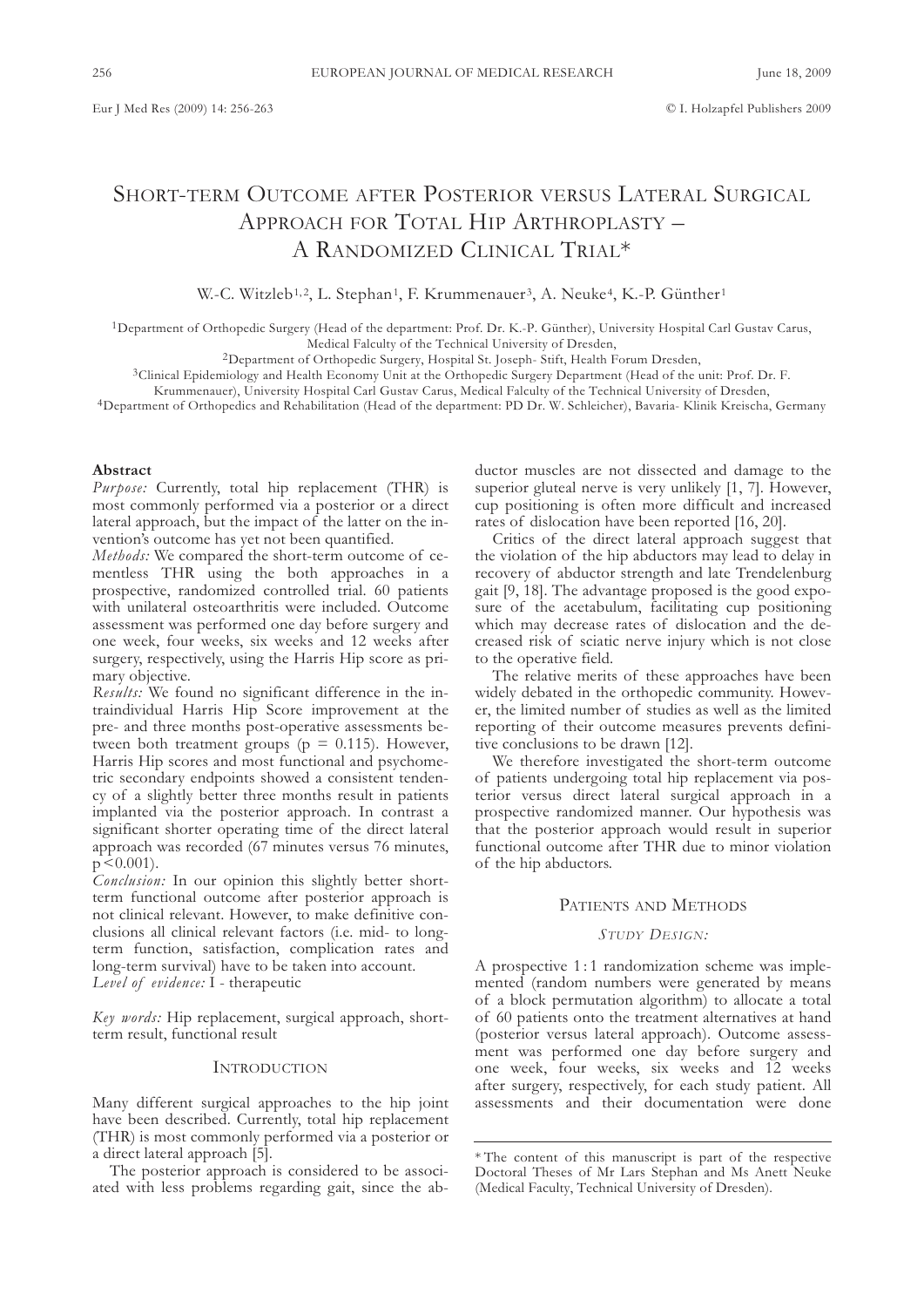# Short-term Outcome after Posterior versus Lateral Surgical Approach for Total Hip Arthroplasty – A Randomized Clinical Trial*

W.-C. Witzleb[1,2], L. Stephan[1], F. Krummenauer[3], A. Neuke[4], K.-P. Günther[1]

[1]Department of Orthopedic Surgery (Head of the department: Prof. Dr. K.-P. Günther), University Hospital Carl Gustav Carus, Medical Falculty of the Technical University of Dresden,

[2]Department of Orthopedic Surgery, Hospital St. Joseph- Stift, Health Forum Dresden,

[3]Clinical Epidemiology and Health Economy Unit at the Orthopedic Surgery Department (Head of the unit: Prof. Dr. F. Krummenauer), University Hospital Carl Gustav Carus, Medical Falculty of the Technical University of Dresden,

[4]Department of Orthopedics and Rehabilitation (Head of the department: PD Dr. W. Schleicher), Bavaria- Klinik Kreischa, Germany

## Abstract

*Purpose:* Currently, total hip replacement (THR) is most commonly performed via a posterior or a direct lateral approach, but the impact of the latter on the invention's outcome has yet not been quantified.

*Methods:* We compared the short-term outcome of cementless THR using the both approaches in a prospective, randomized controlled trial. 60 patients with unilateral osteoarthritis were included. Outcome assessment was performed one day before surgery and one week, four weeks, six weeks and 12 weeks after surgery, respectively, using the Harris Hip score as primary objective.

*Results:* We found no significant difference in the intraindividual Harris Hip Score improvement at the pre- and three months post-operative assessments between both treatment groups ($p = 0.115$). However, Harris Hip scores and most functional and psychometric secondary endpoints showed a consistent tendency of a slightly better three months result in patients implanted via the posterior approach. In contrast a significant shorter operating time of the direct lateral approach was recorded (67 minutes versus 76 minutes, $p < 0.001$).

*Conclusion:* In our opinion this slightly better short-term functional outcome after posterior approach is not clinical relevant. However, to make definitive conclusions all clinical relevant factors (i.e. mid- to long-term function, satisfaction, complication rates and long-term survival) have to be taken into account.

*Level of evidence:* I - therapeutic

*Key words:* Hip replacement, surgical approach, short-term result, functional result

## Introduction

Many different surgical approaches to the hip joint have been described. Currently, total hip replacement (THR) is most commonly performed via a posterior or a direct lateral approach [5].

The posterior approach is considered to be associated with less problems regarding gait, since the abductor muscles are not dissected and damage to the superior gluteal nerve is very unlikely [1, 7]. However, cup positioning is often more difficult and increased rates of dislocation have been reported [16, 20].

Critics of the direct lateral approach suggest that the violation of the hip abductors may lead to delay in recovery of abductor strength and late Trendelenburg gait [9, 18]. The advantage proposed is the good exposure of the acetabulum, facilitating cup positioning which may decrease rates of dislocation and the decreased risk of sciatic nerve injury which is not close to the operative field.

The relative merits of these approaches have been widely debated in the orthopedic community. However, the limited number of studies as well as the limited reporting of their outcome measures prevents definitive conclusions to be drawn [12].

We therefore investigated the short-term outcome of patients undergoing total hip replacement via posterior versus direct lateral surgical approach in a prospective randomized manner. Our hypothesis was that the posterior approach would result in superior functional outcome after THR due to minor violation of the hip abductors.

## Patients and Methods

### *Study Design:*

A prospective 1 : 1 randomization scheme was implemented (random numbers were generated by means of a block permutation algorithm) to allocate a total of 60 patients onto the treatment alternatives at hand (posterior versus lateral approach). Outcome assessment was performed one day before surgery and one week, four weeks, six weeks and 12 weeks after surgery, respectively, for each study patient. All assessments and their documentation were done

* The content of this manuscript is part of the respective Doctoral Theses of Mr Lars Stephan and Ms Anett Neuke (Medical Faculty, Technical University of Dresden).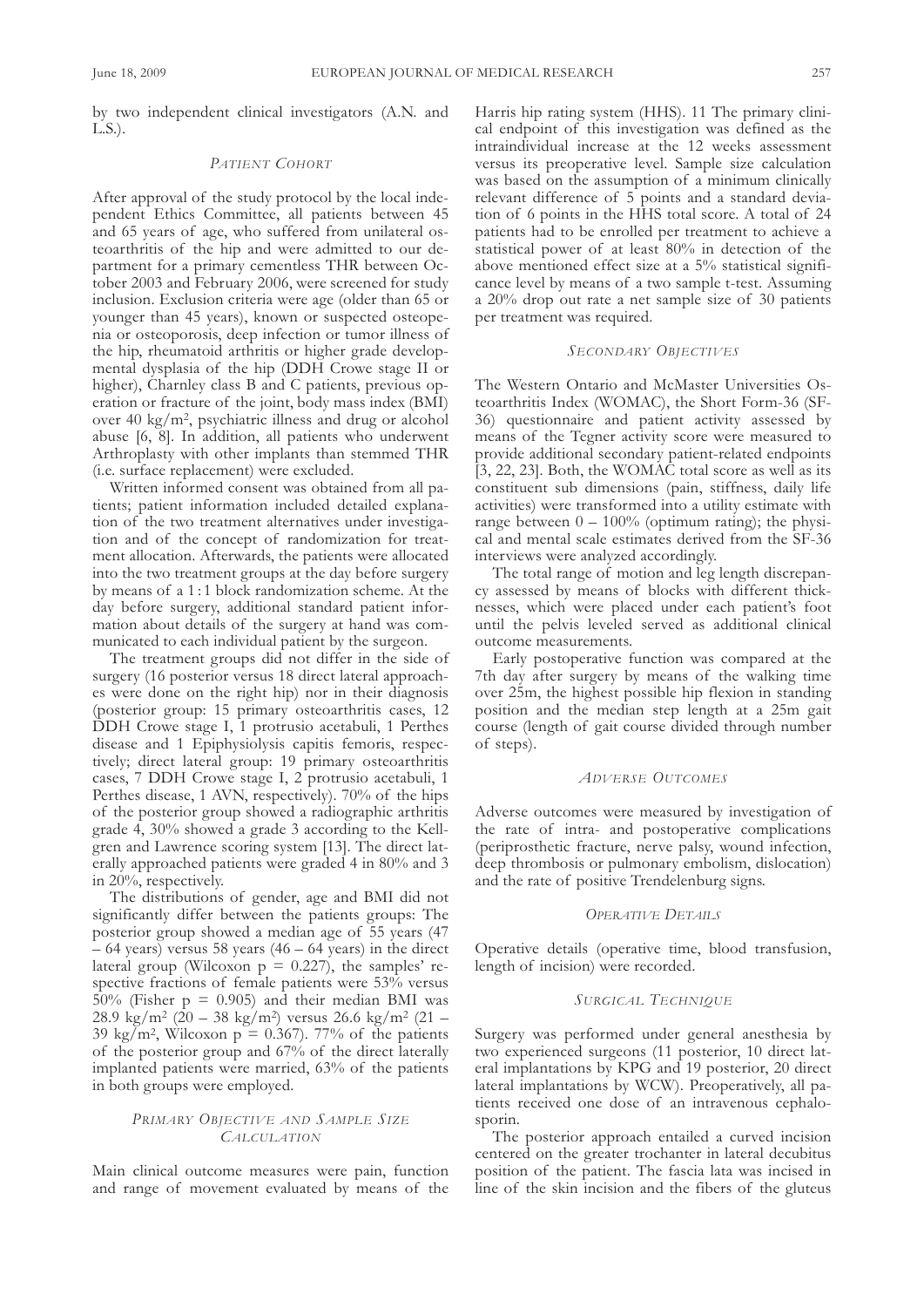by two independent clinical investigators (A.N. and L.S.).

### *Patient Cohort*

After approval of the study protocol by the local independent Ethics Committee, all patients between 45 and 65 years of age, who suffered from unilateral osteoarthritis of the hip and were admitted to our department for a primary cementless THR between October 2003 and February 2006, were screened for study inclusion. Exclusion criteria were age (older than 65 or younger than 45 years), known or suspected osteopenia or osteoporosis, deep infection or tumor illness of the hip, rheumatoid arthritis or higher grade developmental dysplasia of the hip (DDH Crowe stage II or higher), Charnley class B and C patients, previous operation or fracture of the joint, body mass index (BMI) over 40 kg/m$^2$, psychiatric illness and drug or alcohol abuse [6, 8]. In addition, all patients who underwent Arthroplasty with other implants than stemmed THR (i.e. surface replacement) were excluded.

Written informed consent was obtained from all patients; patient information included detailed explanation of the two treatment alternatives under investigation and of the concept of randomization for treatment allocation. Afterwards, the patients were allocated into the two treatment groups at the day before surgery by means of a 1 : 1 block randomization scheme. At the day before surgery, additional standard patient information about details of the surgery at hand was communicated to each individual patient by the surgeon.

The treatment groups did not differ in the side of surgery (16 posterior versus 18 direct lateral approaches were done on the right hip) nor in their diagnosis (posterior group: 15 primary osteoarthritis cases, 12 DDH Crowe stage I, 1 protrusio acetabuli, 1 Perthes disease and 1 Epiphysiolysis capitis femoris, respectively; direct lateral group: 19 primary osteoarthritis cases, 7 DDH Crowe stage I, 2 protrusio acetabuli, 1 Perthes disease, 1 AVN, respectively). 70% of the hips of the posterior group showed a radiographic arthritis grade 4, 30% showed a grade 3 according to the Kellgren and Lawrence scoring system [13]. The direct laterally approached patients were graded 4 in 80% and 3 in 20%, respectively.

The distributions of gender, age and BMI did not significantly differ between the patients groups: The posterior group showed a median age of 55 years (47 – 64 years) versus 58 years (46 – 64 years) in the direct lateral group (Wilcoxon $p = 0.227$), the samples' respective fractions of female patients were 53% versus 50% (Fisher $p = 0.905$) and their median BMI was 28.9 kg/m$^2$ (20 – 38 kg/m$^2$) versus 26.6 kg/m$^2$ (21 – 39 kg/m$^2$, Wilcoxon $p = 0.367$). 77% of the patients of the posterior group and 67% of the direct laterally implanted patients were married, 63% of the patients in both groups were employed.

### *Primary Objective and Sample Size Calculation*

Main clinical outcome measures were pain, function and range of movement evaluated by means of the Harris hip rating system (HHS). 11 The primary clinical endpoint of this investigation was defined as the intraindividual increase at the 12 weeks assessment versus its preoperative level. Sample size calculation was based on the assumption of a minimum clinically relevant difference of 5 points and a standard deviation of 6 points in the HHS total score. A total of 24 patients had to be enrolled per treatment to achieve a statistical power of at least 80% in detection of the above mentioned effect size at a 5% statistical significance level by means of a two sample t-test. Assuming a 20% drop out rate a net sample size of 30 patients per treatment was required.

### *Secondary Objectives*

The Western Ontario and McMaster Universities Osteoarthritis Index (WOMAC), the Short Form-36 (SF-36) questionnaire and patient activity assessed by means of the Tegner activity score were measured to provide additional secondary patient-related endpoints [3, 22, 23]. Both, the WOMAC total score as well as its constituent sub dimensions (pain, stiffness, daily life activities) were transformed into a utility estimate with range between 0 – 100% (optimum rating); the physical and mental scale estimates derived from the SF-36 interviews were analyzed accordingly.

The total range of motion and leg length discrepancy assessed by means of blocks with different thicknesses, which were placed under each patient's foot until the pelvis leveled served as additional clinical outcome measurements.

Early postoperative function was compared at the 7th day after surgery by means of the walking time over 25m, the highest possible hip flexion in standing position and the median step length at a 25m gait course (length of gait course divided through number of steps).

### *Adverse Outcomes*

Adverse outcomes were measured by investigation of the rate of intra- and postoperative complications (periprosthetic fracture, nerve palsy, wound infection, deep thrombosis or pulmonary embolism, dislocation) and the rate of positive Trendelenburg signs.

### *Operative Details*

Operative details (operative time, blood transfusion, length of incision) were recorded.

### *Surgical Technique*

Surgery was performed under general anesthesia by two experienced surgeons (11 posterior, 10 direct lateral implantations by KPG and 19 posterior, 20 direct lateral implantations by WCW). Preoperatively, all patients received one dose of an intravenous cephalosporin.

The posterior approach entailed a curved incision centered on the greater trochanter in lateral decubitus position of the patient. The fascia lata was incised in line of the skin incision and the fibers of the gluteus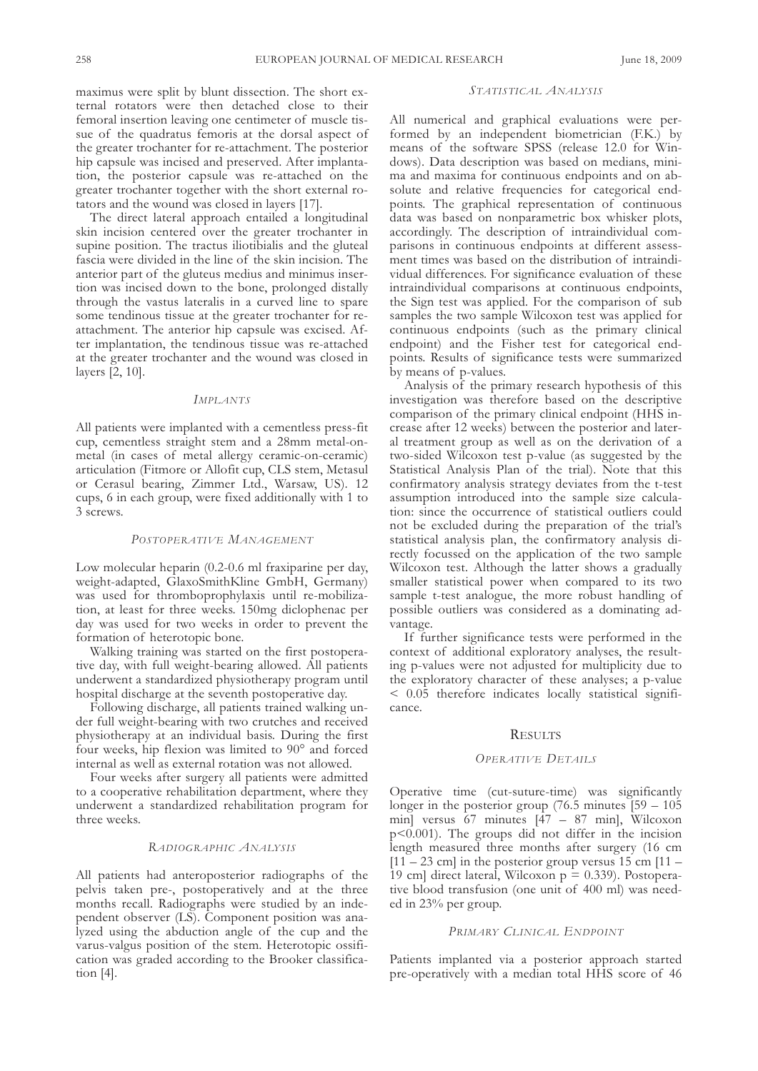maximus were split by blunt dissection. The short external rotators were then detached close to their femoral insertion leaving one centimeter of muscle tissue of the quadratus femoris at the dorsal aspect of the greater trochanter for re-attachment. The posterior hip capsule was incised and preserved. After implantation, the posterior capsule was re-attached on the greater trochanter together with the short external rotators and the wound was closed in layers [17].

The direct lateral approach entailed a longitudinal skin incision centered over the greater trochanter in supine position. The tractus iliotibialis and the gluteal fascia were divided in the line of the skin incision. The anterior part of the gluteus medius and minimus insertion was incised down to the bone, prolonged distally through the vastus lateralis in a curved line to spare some tendinous tissue at the greater trochanter for re-attachment. The anterior hip capsule was excised. After implantation, the tendinous tissue was re-attached at the greater trochanter and the wound was closed in layers [2, 10].

### *Implants*

All patients were implanted with a cementless press-fit cup, cementless straight stem and a 28mm metal-on-metal (in cases of metal allergy ceramic-on-ceramic) articulation (Fitmore or Allofit cup, CLS stem, Metasul or Cerasul bearing, Zimmer Ltd., Warsaw, US). 12 cups, 6 in each group, were fixed additionally with 1 to 3 screws.

### *Postoperative Management*

Low molecular heparin (0.2-0.6 ml fraxiparine per day, weight-adapted, GlaxoSmithKline GmbH, Germany) was used for thromboprophylaxis until re-mobilization, at least for three weeks. 150mg diclophenac per day was used for two weeks in order to prevent the formation of heterotopic bone.

Walking training was started on the first postoperative day, with full weight-bearing allowed. All patients underwent a standardized physiotherapy program until hospital discharge at the seventh postoperative day.

Following discharge, all patients trained walking under full weight-bearing with two crutches and received physiotherapy at an individual basis. During the first four weeks, hip flexion was limited to 90° and forced internal as well as external rotation was not allowed.

Four weeks after surgery all patients were admitted to a cooperative rehabilitation department, where they underwent a standardized rehabilitation program for three weeks.

### *Radiographic Analysis*

All patients had anteroposterior radiographs of the pelvis taken pre-, postoperatively and at the three months recall. Radiographs were studied by an independent observer (LS). Component position was analyzed using the abduction angle of the cup and the varus-valgus position of the stem. Heterotopic ossification was graded according to the Brooker classification [4].

### *Statistical Analysis*

All numerical and graphical evaluations were performed by an independent biometrician (F.K.) by means of the software SPSS (release 12.0 for Windows). Data description was based on medians, minima and maxima for continuous endpoints and on absolute and relative frequencies for categorical endpoints. The graphical representation of continuous data was based on nonparametric box whisker plots, accordingly. The description of intraindividual comparisons in continuous endpoints at different assessment times was based on the distribution of intraindividual differences. For significance evaluation of these intraindividual comparisons at continuous endpoints, the Sign test was applied. For the comparison of sub samples the two sample Wilcoxon test was applied for continuous endpoints (such as the primary clinical endpoint) and the Fisher test for categorical endpoints. Results of significance tests were summarized by means of p-values.

Analysis of the primary research hypothesis of this investigation was therefore based on the descriptive comparison of the primary clinical endpoint (HHS increase after 12 weeks) between the posterior and lateral treatment group as well as on the derivation of a two-sided Wilcoxon test p-value (as suggested by the Statistical Analysis Plan of the trial). Note that this confirmatory analysis strategy deviates from the t-test assumption introduced into the sample size calculation: since the occurrence of statistical outliers could not be excluded during the preparation of the trial's statistical analysis plan, the confirmatory analysis directly focussed on the application of the two sample Wilcoxon test. Although the latter shows a gradually smaller statistical power when compared to its two sample t-test analogue, the more robust handling of possible outliers was considered as a dominating advantage.

If further significance tests were performed in the context of additional exploratory analyses, the resulting p-values were not adjusted for multiplicity due to the exploratory character of these analyses; a p-value $< 0.05$ therefore indicates locally statistical significance.

## Results

### *Operative Details*

Operative time (cut-suture-time) was significantly longer in the posterior group (76.5 minutes [59 – 105 min] versus 67 minutes [47 – 87 min], Wilcoxon $p<0.001$). The groups did not differ in the incision length measured three months after surgery (16 cm [11 – 23 cm] in the posterior group versus 15 cm [11 – 19 cm] direct lateral, Wilcoxon $p = 0.339$). Postoperative blood transfusion (one unit of 400 ml) was needed in 23% per group.

### *Primary Clinical Endpoint*

Patients implanted via a posterior approach started pre-operatively with a median total HHS score of 46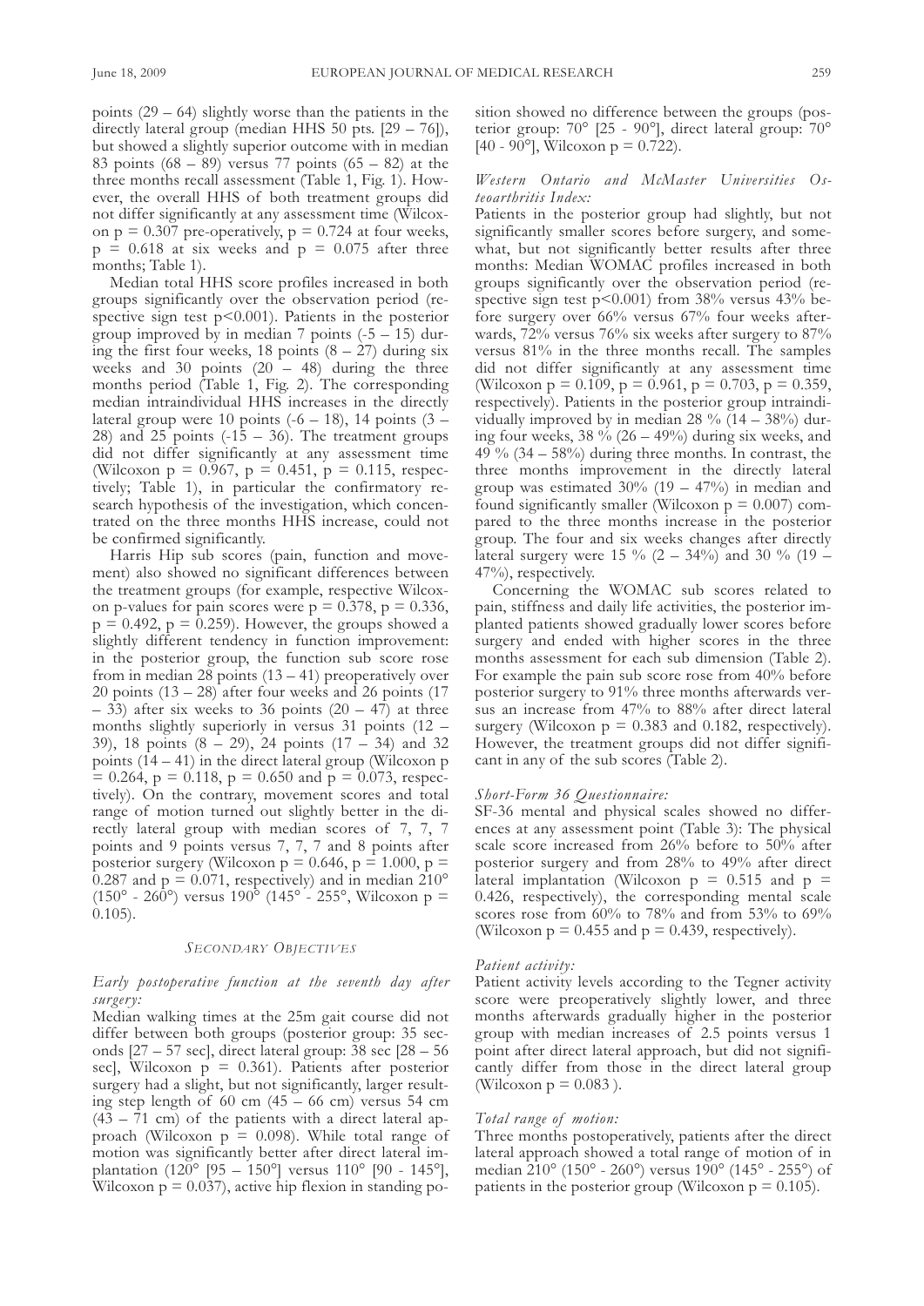points (29 – 64) slightly worse than the patients in the directly lateral group (median HHS 50 pts. [29 – 76]), but showed a slightly superior outcome with in median 83 points (68 – 89) versus 77 points (65 – 82) at the three months recall assessment (Table 1, Fig. 1). However, the overall HHS of both treatment groups did not differ significantly at any assessment time (Wilcoxon $p = 0.307$ pre-operatively, $p = 0.724$ at four weeks, $p = 0.618$ at six weeks and $p = 0.075$ after three months; Table 1).

Median total HHS score profiles increased in both groups significantly over the observation period (respective sign test $p<0.001$). Patients in the posterior group improved by in median 7 points (-5 – 15) during the first four weeks, 18 points (8 – 27) during six weeks and 30 points (20 – 48) during the three months period (Table 1, Fig. 2). The corresponding median intraindividual HHS increases in the directly lateral group were 10 points (-6 – 18), 14 points (3 – 28) and 25 points (-15 – 36). The treatment groups did not differ significantly at any assessment time (Wilcoxon $p = 0.967$, $p = 0.451$, $p = 0.115$, respectively; Table 1), in particular the confirmatory research hypothesis of the investigation, which concentrated on the three months HHS increase, could not be confirmed significantly.

Harris Hip sub scores (pain, function and movement) also showed no significant differences between the treatment groups (for example, respective Wilcoxon p-values for pain scores were $p = 0.378$, $p = 0.336$, $p = 0.492$, $p = 0.259$). However, the groups showed a slightly different tendency in function improvement: in the posterior group, the function sub score rose from in median 28 points (13 – 41) preoperatively over 20 points (13 – 28) after four weeks and 26 points (17 – 33) after six weeks to 36 points (20 – 47) at three months slightly superiorly in versus 31 points (12 – 39), 18 points (8 – 29), 24 points (17 – 34) and 32 points (14 – 41) in the direct lateral group (Wilcoxon $p = 0.264$, $p = 0.118$, $p = 0.650$ and $p = 0.073$, respectively). On the contrary, movement scores and total range of motion turned out slightly better in the directly lateral group with median scores of 7, 7, 7 points and 9 points versus 7, 7, 7 and 8 points after posterior surgery (Wilcoxon $p = 0.646$, $p = 1.000$, $p = 0.287$ and $p = 0.071$, respectively) and in median 210° (150° - 260°) versus 190° (145° - 255°, Wilcoxon $p = 0.105$).

## SECONDARY OBJECTIVES

*Early postoperative function at the seventh day after surgery:*

Median walking times at the 25m gait course did not differ between both groups (posterior group: 35 seconds [27 – 57 sec], direct lateral group: 38 sec [28 – 56 sec], Wilcoxon $p = 0.361$). Patients after posterior surgery had a slight, but not significantly, larger resulting step length of 60 cm (45 – 66 cm) versus 54 cm (43 – 71 cm) of the patients with a direct lateral approach (Wilcoxon $p = 0.098$). While total range of motion was significantly better after direct lateral implantation (120° [95 – 150°] versus 110° [90 - 145°], Wilcoxon $p = 0.037$), active hip flexion in standing position showed no difference between the groups (posterior group: 70° [25 - 90°], direct lateral group: 70° [40 - 90°], Wilcoxon $p = 0.722$).

*Western Ontario and McMaster Universities Osteoarthritis Index:*

Patients in the posterior group had slightly, but not significantly smaller scores before surgery, and somewhat, but not significantly better results after three months: Median WOMAC profiles increased in both groups significantly over the observation period (respective sign test $p<0.001$) from 38% versus 43% before surgery over 66% versus 67% four weeks afterwards, 72% versus 76% six weeks after surgery to 87% versus 81% in the three months recall. The samples did not differ significantly at any assessment time (Wilcoxon $p = 0.109$, $p = 0.961$, $p = 0.703$, $p = 0.359$, respectively). Patients in the posterior group intraindividually improved by in median 28 % (14 – 38%) during four weeks, 38 % (26 – 49%) during six weeks, and 49 % (34 – 58%) during three months. In contrast, the three months improvement in the directly lateral group was estimated 30% (19 – 47%) in median and found significantly smaller (Wilcoxon $p = 0.007$) compared to the three months increase in the posterior group. The four and six weeks changes after directly lateral surgery were 15 % (2 – 34%) and 30 % (19 – 47%), respectively.

Concerning the WOMAC sub scores related to pain, stiffness and daily life activities, the posterior implanted patients showed gradually lower scores before surgery and ended with higher scores in the three months assessment for each sub dimension (Table 2). For example the pain sub score rose from 40% before posterior surgery to 91% three months afterwards versus an increase from 47% to 88% after direct lateral surgery (Wilcoxon $p = 0.383$ and 0.182, respectively). However, the treatment groups did not differ significant in any of the sub scores (Table 2).

*Short-Form 36 Questionnaire:*

SF-36 mental and physical scales showed no differences at any assessment point (Table 3): The physical scale score increased from 26% before to 50% after posterior surgery and from 28% to 49% after direct lateral implantation (Wilcoxon $p = 0.515$ and $p = 0.426$, respectively), the corresponding mental scale scores rose from 60% to 78% and from 53% to 69% (Wilcoxon $p = 0.455$ and $p = 0.439$, respectively).

*Patient activity:*

Patient activity levels according to the Tegner activity score were preoperatively slightly lower, and three months afterwards gradually higher in the posterior group with median increases of 2.5 points versus 1 point after direct lateral approach, but did not significantly differ from those in the direct lateral group (Wilcoxon $p = 0.083$ ).

*Total range of motion:*

Three months postoperatively, patients after the direct lateral approach showed a total range of motion of in median 210° (150° - 260°) versus 190° (145° - 255°) of patients in the posterior group (Wilcoxon $p = 0.105$).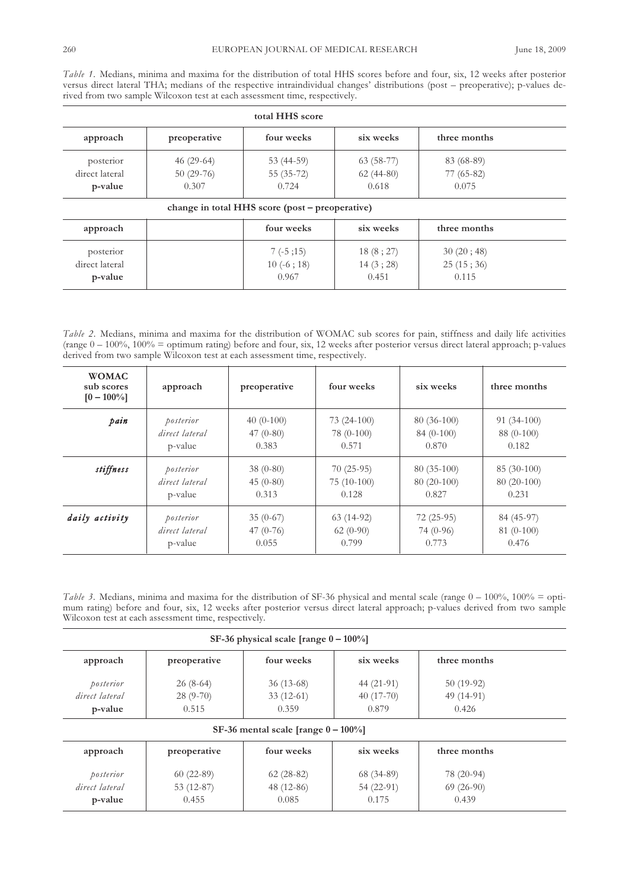*Table 1.* Medians, minima and maxima for the distribution of total HHS scores before and four, six, 12 weeks after posterior versus direct lateral THA; medians of the respective intraindividual changes' distributions (post – preoperative); p-values derived from two sample Wilcoxon test at each assessment time, respectively.

| total HHS score | | | | |
|---|---|---|---|---|
| **approach** | **preoperative** | **four weeks** | **six weeks** | **three months** |
| posterior | 46 (29-64) | 53 (44-59) | 63 (58-77) | 83 (68-89) |
| direct lateral | 50 (29-76) | 55 (35-72) | 62 (44-80) | 77 (65-82) |
| **p-value** | 0.307 | 0.724 | 0.618 | 0.075 |
| **change in total HHS score (post – preoperative)** | | | | |
| **approach** | | **four weeks** | **six weeks** | **three months** |
| posterior | | 7 (-5 ;15) | 18 (8 ; 27) | 30 (20 ; 48) |
| direct lateral | | 10 (-6 ; 18) | 14 (3 ; 28) | 25 (15 ; 36) |
| **p-value** | | 0.967 | 0.451 | 0.115 |

*Table 2.* Medians, minima and maxima for the distribution of WOMAC sub scores for pain, stiffness and daily life activities (range 0 – 100%, 100% = optimum rating) before and four, six, 12 weeks after posterior versus direct lateral approach; p-values derived from two sample Wilcoxon test at each assessment time, respectively.

| WOMAC sub scores [0 – 100%] | approach | preoperative | four weeks | six weeks | three months |
|---|---|---|---|---|---|
| ***pain*** | *posterior* | 40 (0-100) | 73 (24-100) | 80 (36-100) | 91 (34-100) |
| | *direct lateral* | 47 (0-80) | 78 (0-100) | 84 (0-100) | 88 (0-100) |
| | p-value | 0.383 | 0.571 | 0.870 | 0.182 |
| ***stiffness*** | *posterior* | 38 (0-80) | 70 (25-95) | 80 (35-100) | 85 (30-100) |
| | *direct lateral* | 45 (0-80) | 75 (10-100) | 80 (20-100) | 80 (20-100) |
| | p-value | 0.313 | 0.128 | 0.827 | 0.231 |
| ***daily activity*** | *posterior* | 35 (0-67) | 63 (14-92) | 72 (25-95) | 84 (45-97) |
| | *direct lateral* | 47 (0-76) | 62 (0-90) | 74 (0-96) | 81 (0-100) |
| | p-value | 0.055 | 0.799 | 0.773 | 0.476 |

*Table 3.* Medians, minima and maxima for the distribution of SF-36 physical and mental scale (range 0 – 100%, 100% = optimum rating) before and four, six, 12 weeks after posterior versus direct lateral approach; p-values derived from two sample Wilcoxon test at each assessment time, respectively.

| SF-36 physical scale [range 0 – 100%] | | | | |
|---|---|---|---|---|
| **approach** | **preoperative** | **four weeks** | **six weeks** | **three months** |
| *posterior* | 26 (8-64) | 36 (13-68) | 44 (21-91) | 50 (19-92) |
| *direct lateral* | 28 (9-70) | 33 (12-61) | 40 (17-70) | 49 (14-91) |
| **p-value** | 0.515 | 0.359 | 0.879 | 0.426 |
| **SF-36 mental scale [range 0 – 100%]** | | | | |
| **approach** | **preoperative** | **four weeks** | **six weeks** | **three months** |
| *posterior* | 60 (22-89) | 62 (28-82) | 68 (34-89) | 78 (20-94) |
| *direct lateral* | 53 (12-87) | 48 (12-86) | 54 (22-91) | 69 (26-90) |
| **p-value** | 0.455 | 0.085 | 0.175 | 0.439 |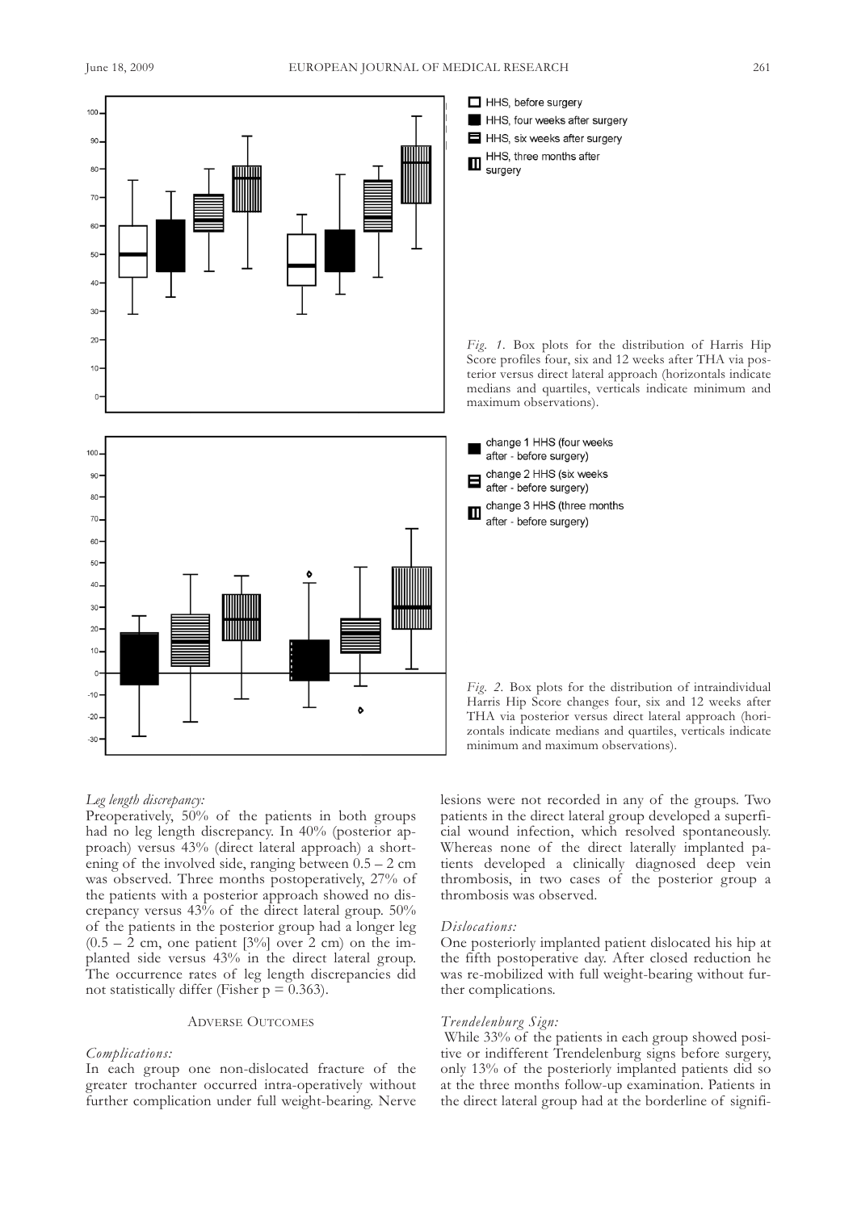Fig. 1. Box plots for the distribution of Harris Hip Score profiles four, six and 12 weeks after THA via posterior versus direct lateral approach (horizontals indicate medians and quartiles, verticals indicate minimum and maximum observations).

Fig. 2. Box plots for the distribution of intraindividual Harris Hip Score changes four, six and 12 weeks after THA via posterior versus direct lateral approach (horizontals indicate medians and quartiles, verticals indicate minimum and maximum observations).

*Leg length discrepancy:*

Preoperatively, 50% of the patients in both groups had no leg length discrepancy. In 40% (posterior approach) versus 43% (direct lateral approach) a shortening of the involved side, ranging between 0.5 – 2 cm was observed. Three months postoperatively, 27% of the patients with a posterior approach showed no discrepancy versus 43% of the direct lateral group. 50% of the patients in the posterior group had a longer leg (0.5 – 2 cm, one patient [3%] over 2 cm) on the implanted side versus 43% in the direct lateral group. The occurrence rates of leg length discrepancies did not statistically differ (Fisher $p = 0.363$).

## Adverse Outcomes

*Complications:*

In each group one non-dislocated fracture of the greater trochanter occurred intra-operatively without further complication under full weight-bearing. Nerve lesions were not recorded in any of the groups. Two patients in the direct lateral group developed a superficial wound infection, which resolved spontaneously. Whereas none of the direct laterally implanted patients developed a clinically diagnosed deep vein thrombosis, in two cases of the posterior group a thrombosis was observed.

*Dislocations:*

One posteriorly implanted patient dislocated his hip at the fifth postoperative day. After closed reduction he was re-mobilized with full weight-bearing without further complications.

*Trendelenburg Sign:*

While 33% of the patients in each group showed positive or indifferent Trendelenburg signs before surgery, only 13% of the posteriorly implanted patients did so at the three months follow-up examination. Patients in the direct lateral group had at the borderline of signifi-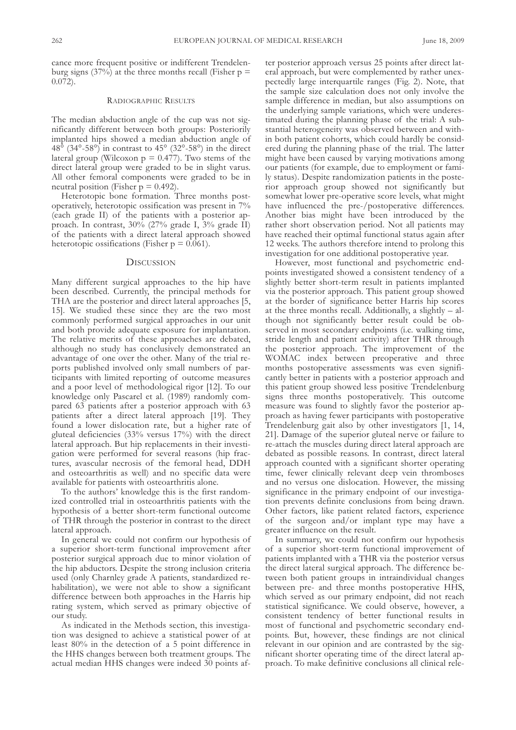cance more frequent positive or indifferent Trendelenburg signs (37%) at the three months recall (Fisher p = 0.072).

### Radiographic Results

The median abduction angle of the cup was not significantly different between both groups: Posteriorily implanted hips showed a median abduction angle of 48° (34°-58°) in contrast to 45° (32°-58°) in the direct lateral group (Wilcoxon p = 0.477). Two stems of the direct lateral group were graded to be in slight varus. All other femoral components were graded to be in neutral position (Fisher p = 0.492).

Heterotopic bone formation. Three months postoperatively, heterotopic ossification was present in 7% (each grade II) of the patients with a posterior approach. In contrast, 30% (27% grade I, 3% grade II) of the patients with a direct lateral approach showed heterotopic ossifications (Fisher p = 0.061).

## Discussion

Many different surgical approaches to the hip have been described. Currently, the principal methods for THA are the posterior and direct lateral approaches [5, 15]. We studied these since they are the two most commonly performed surgical approaches in our unit and both provide adequate exposure for implantation. The relative merits of these approaches are debated, although no study has conclusively demonstrated an advantage of one over the other. Many of the trial reports published involved only small numbers of participants with limited reporting of outcome measures and a poor level of methodological rigor [12]. To our knowledge only Pascarel et al. (1989) randomly compared 63 patients after a posterior approach with 63 patients after a direct lateral approach [19]. They found a lower dislocation rate, but a higher rate of gluteal deficiencies (33% versus 17%) with the direct lateral approach. But hip replacements in their investigation were performed for several reasons (hip fractures, avascular necrosis of the femoral head, DDH and osteoarthritis as well) and no specific data were available for patients with osteoarthritis alone.

To the authors' knowledge this is the first randomized controlled trial in osteoarthritis patients with the hypothesis of a better short-term functional outcome of THR through the posterior in contrast to the direct lateral approach.

In general we could not confirm our hypothesis of a superior short-term functional improvement after posterior surgical approach due to minor violation of the hip abductors. Despite the strong inclusion criteria used (only Charnley grade A patients, standardized rehabilitation), we were not able to show a significant difference between both approaches in the Harris hip rating system, which served as primary objective of our study.

As indicated in the Methods section, this investigation was designed to achieve a statistical power of at least 80% in the detection of a 5 point difference in the HHS changes between both treatment groups. The actual median HHS changes were indeed 30 points after posterior approach versus 25 points after direct lateral approach, but were complemented by rather unexpectedly large interquartile ranges (Fig. 2). Note, that the sample size calculation does not only involve the sample difference in median, but also assumptions on the underlying sample variations, which were underestimated during the planning phase of the trial: A substantial heterogeneity was observed between and within both patient cohorts, which could hardly be considered during the planning phase of the trial. The latter might have been caused by varying motivations among our patients (for example, due to employment or family status). Despite randomization patients in the posterior approach group showed not significantly but somewhat lower pre-operative score levels, what might have influenced the pre-/postoperative differences. Another bias might have been introduced by the rather short observation period. Not all patients may have reached their optimal functional status again after 12 weeks. The authors therefore intend to prolong this investigation for one additional postoperative year.

However, most functional and psychometric endpoints investigated showed a consistent tendency of a slightly better short-term result in patients implanted via the posterior approach. This patient group showed at the border of significance better Harris hip scores at the three months recall. Additionally, a slightly – although not significantly better result could be observed in most secondary endpoints (i.e. walking time, stride length and patient activity) after THR through the posterior approach. The improvement of the WOMAC index between preoperative and three months postoperative assessments was even significantly better in patients with a posterior approach and this patient group showed less positive Trendelenburg signs three months postoperatively. This outcome measure was found to slightly favor the posterior approach as having fewer participants with postoperative Trendelenburg gait also by other investigators [1, 14, 21]. Damage of the superior gluteal nerve or failure to re-attach the muscles during direct lateral approach are debated as possible reasons. In contrast, direct lateral approach counted with a significant shorter operating time, fewer clinically relevant deep vein thromboses and no versus one dislocation. However, the missing significance in the primary endpoint of our investigation prevents definite conclusions from being drawn. Other factors, like patient related factors, experience of the surgeon and/or implant type may have a greater influence on the result.

In summary, we could not confirm our hypothesis of a superior short-term functional improvement of patients implanted with a THR via the posterior versus the direct lateral surgical approach. The difference between both patient groups in intraindividual changes between pre- and three months postoperative HHS, which served as our primary endpoint, did not reach statistical significance. We could observe, however, a consistent tendency of better functional results in most of functional and psychometric secondary endpoints. But, however, these findings are not clinical relevant in our opinion and are contrasted by the significant shorter operating time of the direct lateral approach. To make definitive conclusions all clinical rele-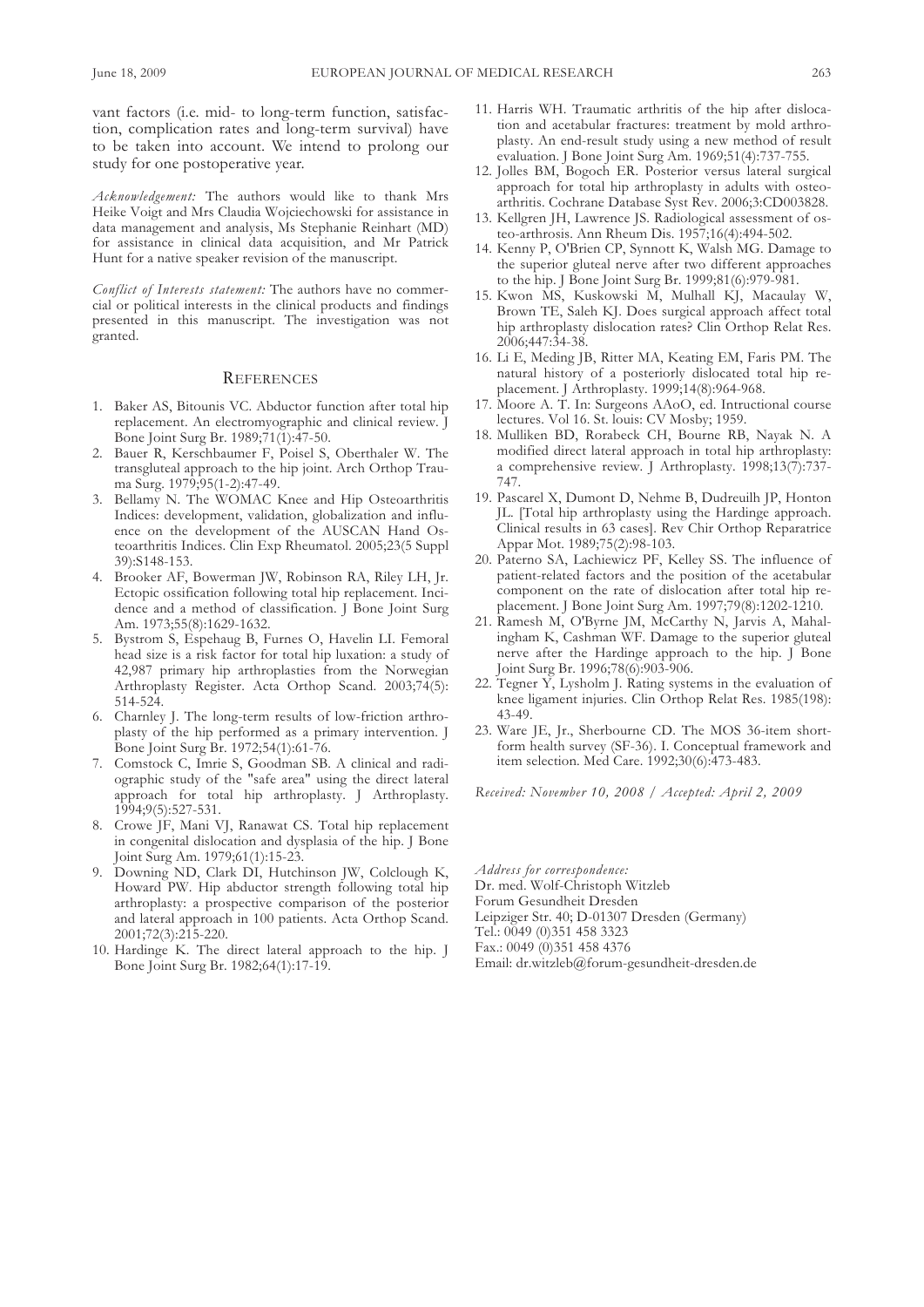vant factors (i.e. mid- to long-term function, satisfaction, complication rates and long-term survival) have to be taken into account. We intend to prolong our study for one postoperative year.

*Acknowledgement:* The authors would like to thank Mrs Heike Voigt and Mrs Claudia Wojciechowski for assistance in data management and analysis, Ms Stephanie Reinhart (MD) for assistance in clinical data acquisition, and Mr Patrick Hunt for a native speaker revision of the manuscript.

*Conflict of Interests statement:* The authors have no commercial or political interests in the clinical products and findings presented in this manuscript. The investigation was not granted.

## References

1. Baker AS, Bitounis VC. Abductor function after total hip replacement. An electromyographic and clinical review. J Bone Joint Surg Br. 1989;71(1):47-50.
2. Bauer R, Kerschbaumer F, Poisel S, Oberthaler W. The transgluteal approach to the hip joint. Arch Orthop Trauma Surg. 1979;95(1-2):47-49.
3. Bellamy N. The WOMAC Knee and Hip Osteoarthritis Indices: development, validation, globalization and influence on the development of the AUSCAN Hand Osteoarthritis Indices. Clin Exp Rheumatol. 2005;23(5 Suppl 39):S148-153.
4. Brooker AF, Bowerman JW, Robinson RA, Riley LH, Jr. Ectopic ossification following total hip replacement. Incidence and a method of classification. J Bone Joint Surg Am. 1973;55(8):1629-1632.
5. Bystrom S, Espehaug B, Furnes O, Havelin LI. Femoral head size is a risk factor for total hip luxation: a study of 42,987 primary hip arthroplasties from the Norwegian Arthroplasty Register. Acta Orthop Scand. 2003;74(5): 514-524.
6. Charnley J. The long-term results of low-friction arthroplasty of the hip performed as a primary intervention. J Bone Joint Surg Br. 1972;54(1):61-76.
7. Comstock C, Imrie S, Goodman SB. A clinical and radiographic study of the "safe area" using the direct lateral approach for total hip arthroplasty. J Arthroplasty. 1994;9(5):527-531.
8. Crowe JF, Mani VJ, Ranawat CS. Total hip replacement in congenital dislocation and dysplasia of the hip. J Bone Joint Surg Am. 1979;61(1):15-23.
9. Downing ND, Clark DI, Hutchinson JW, Colclough K, Howard PW. Hip abductor strength following total hip arthroplasty: a prospective comparison of the posterior and lateral approach in 100 patients. Acta Orthop Scand. 2001;72(3):215-220.
10. Hardinge K. The direct lateral approach to the hip. J Bone Joint Surg Br. 1982;64(1):17-19.
11. Harris WH. Traumatic arthritis of the hip after dislocation and acetabular fractures: treatment by mold arthroplasty. An end-result study using a new method of result evaluation. J Bone Joint Surg Am. 1969;51(4):737-755.
12. Jolles BM, Bogoch ER. Posterior versus lateral surgical approach for total hip arthroplasty in adults with osteoarthritis. Cochrane Database Syst Rev. 2006;3:CD003828.
13. Kellgren JH, Lawrence JS. Radiological assessment of osteo-arthrosis. Ann Rheum Dis. 1957;16(4):494-502.
14. Kenny P, O'Brien CP, Synnott K, Walsh MG. Damage to the superior gluteal nerve after two different approaches to the hip. J Bone Joint Surg Br. 1999;81(6):979-981.
15. Kwon MS, Kuskowski M, Mulhall KJ, Macaulay W, Brown TE, Saleh KJ. Does surgical approach affect total hip arthroplasty dislocation rates? Clin Orthop Relat Res. 2006;447:34-38.
16. Li E, Meding JB, Ritter MA, Keating EM, Faris PM. The natural history of a posteriorly dislocated total hip replacement. J Arthroplasty. 1999;14(8):964-968.
17. Moore A. T. In: Surgeons AAoO, ed. Intructional course lectures. Vol 16. St. louis: CV Mosby; 1959.
18. Mulliken BD, Rorabeck CH, Bourne RB, Nayak N. A modified direct lateral approach in total hip arthroplasty: a comprehensive review. J Arthroplasty. 1998;13(7):737-747.
19. Pascarel X, Dumont D, Nehme B, Dudreuilh JP, Honton JL. [Total hip arthroplasty using the Hardinge approach. Clinical results in 63 cases]. Rev Chir Orthop Reparatrice Appar Mot. 1989;75(2):98-103.
20. Paterno SA, Lachiewicz PF, Kelley SS. The influence of patient-related factors and the position of the acetabular component on the rate of dislocation after total hip replacement. J Bone Joint Surg Am. 1997;79(8):1202-1210.
21. Ramesh M, O'Byrne JM, McCarthy N, Jarvis A, Mahalingham K, Cashman WF. Damage to the superior gluteal nerve after the Hardinge approach to the hip. J Bone Joint Surg Br. 1996;78(6):903-906.
22. Tegner Y, Lysholm J. Rating systems in the evaluation of knee ligament injuries. Clin Orthop Relat Res. 1985(198): 43-49.
23. Ware JE, Jr., Sherbourne CD. The MOS 36-item short-form health survey (SF-36). I. Conceptual framework and item selection. Med Care. 1992;30(6):473-483.

*Received: November 10, 2008 / Accepted: April 2, 2009*

*Address for correspondence:*
Dr. med. Wolf-Christoph Witzleb
Forum Gesundheit Dresden
Leipziger Str. 40; D-01307 Dresden (Germany)
Tel.: 0049 (0)351 458 3323
Fax.: 0049 (0)351 458 4376
Email: dr.witzleb@forum-gesundheit-dresden.de